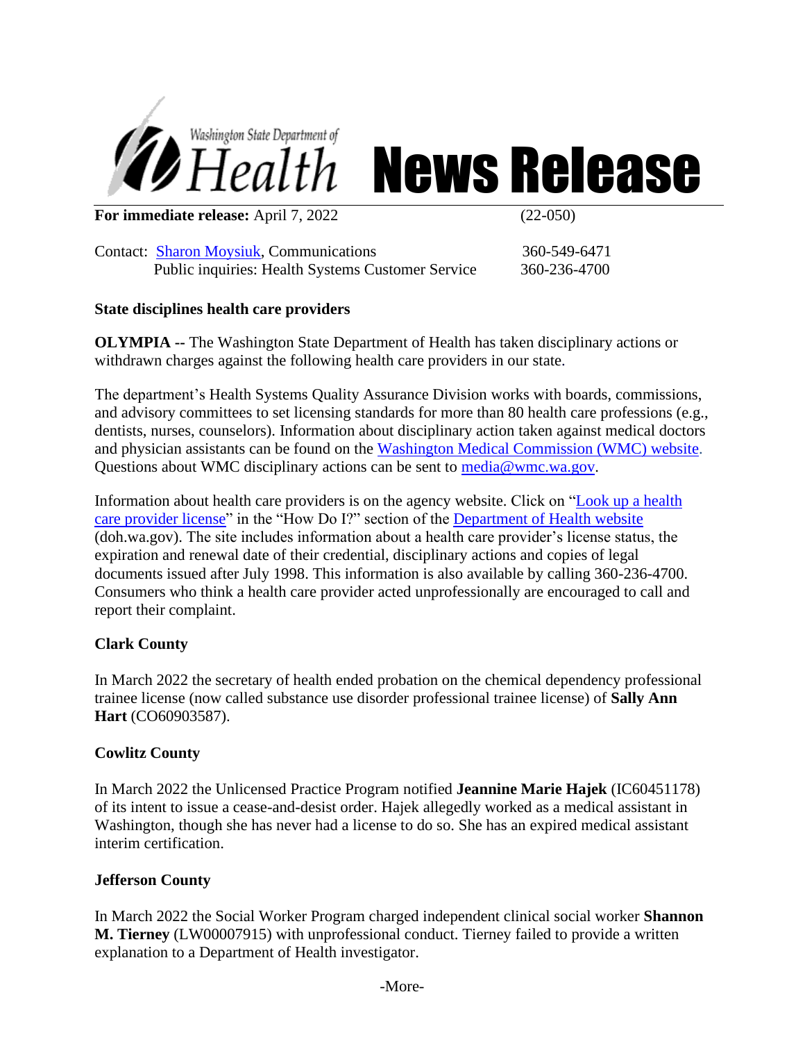Washington State Department of Health

# News Release

**For immediate release:** April 7, 2022 (22-050)

Contact: Sharon Moysiuk, Communications 360-549-6471
Public inquiries: Health Systems Customer Service 360-236-4700

**State disciplines health care providers**

**OLYMPIA** -- The Washington State Department of Health has taken disciplinary actions or withdrawn charges against the following health care providers in our state.

The department's Health Systems Quality Assurance Division works with boards, commissions, and advisory committees to set licensing standards for more than 80 health care professions (e.g., dentists, nurses, counselors). Information about disciplinary action taken against medical doctors and physician assistants can be found on the Washington Medical Commission (WMC) website. Questions about WMC disciplinary actions can be sent to media@wmc.wa.gov.

Information about health care providers is on the agency website. Click on "Look up a health care provider license" in the "How Do I?" section of the Department of Health website (doh.wa.gov). The site includes information about a health care provider's license status, the expiration and renewal date of their credential, disciplinary actions and copies of legal documents issued after July 1998. This information is also available by calling 360-236-4700. Consumers who think a health care provider acted unprofessionally are encouraged to call and report their complaint.

**Clark County**

In March 2022 the secretary of health ended probation on the chemical dependency professional trainee license (now called substance use disorder professional trainee license) of **Sally Ann Hart** (CO60903587).

**Cowlitz County**

In March 2022 the Unlicensed Practice Program notified **Jeannine Marie Hajek** (IC60451178) of its intent to issue a cease-and-desist order. Hajek allegedly worked as a medical assistant in Washington, though she has never had a license to do so. She has an expired medical assistant interim certification.

**Jefferson County**

In March 2022 the Social Worker Program charged independent clinical social worker **Shannon M. Tierney** (LW00007915) with unprofessional conduct. Tierney failed to provide a written explanation to a Department of Health investigator.

-More-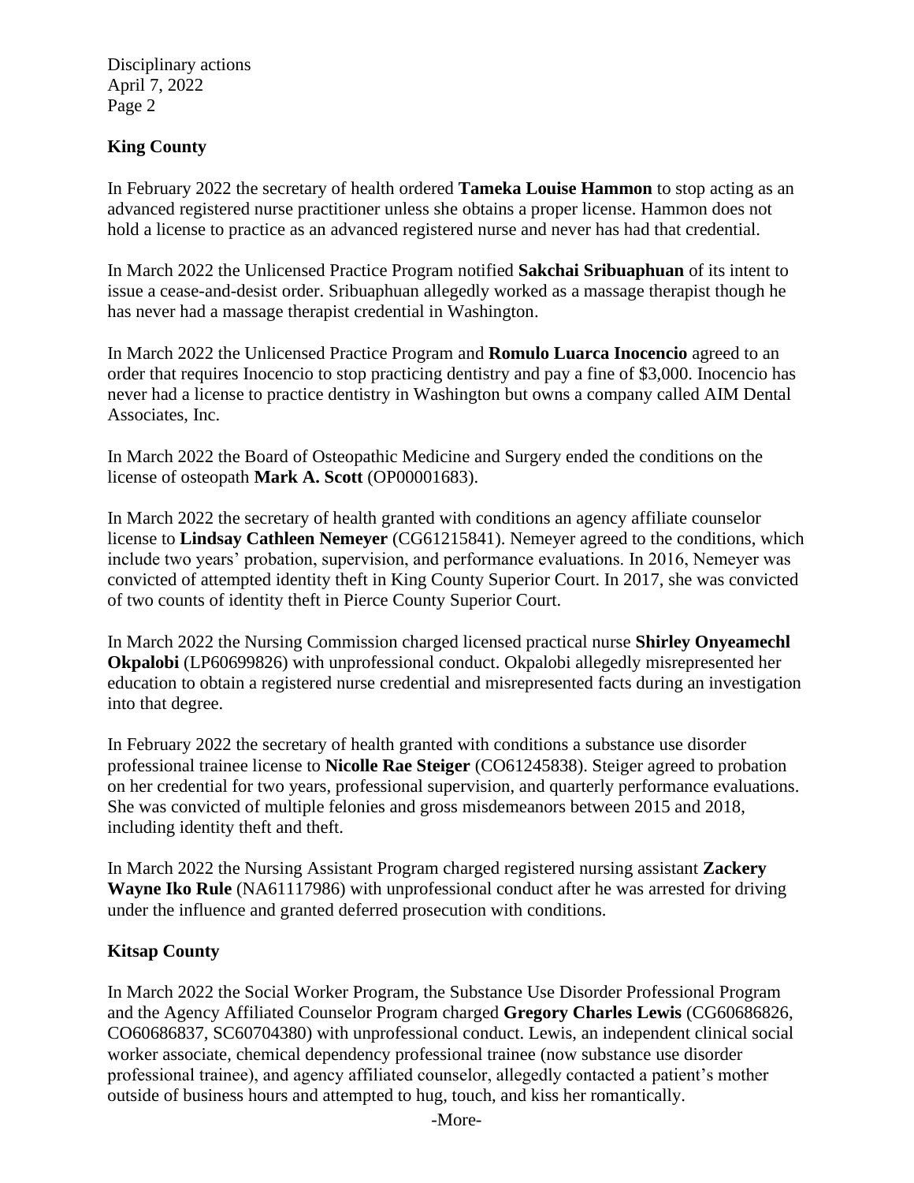## King County

In February 2022 the secretary of health ordered **Tameka Louise Hammon** to stop acting as an advanced registered nurse practitioner unless she obtains a proper license. Hammon does not hold a license to practice as an advanced registered nurse and never has had that credential.

In March 2022 the Unlicensed Practice Program notified **Sakchai Sribuaphuan** of its intent to issue a cease-and-desist order. Sribuaphuan allegedly worked as a massage therapist though he has never had a massage therapist credential in Washington.

In March 2022 the Unlicensed Practice Program and **Romulo Luarca Inocencio** agreed to an order that requires Inocencio to stop practicing dentistry and pay a fine of $3,000. Inocencio has never had a license to practice dentistry in Washington but owns a company called AIM Dental Associates, Inc.

In March 2022 the Board of Osteopathic Medicine and Surgery ended the conditions on the license of osteopath **Mark A. Scott** (OP00001683).

In March 2022 the secretary of health granted with conditions an agency affiliate counselor license to **Lindsay Cathleen Nemeyer** (CG61215841). Nemeyer agreed to the conditions, which include two years' probation, supervision, and performance evaluations. In 2016, Nemeyer was convicted of attempted identity theft in King County Superior Court. In 2017, she was convicted of two counts of identity theft in Pierce County Superior Court.

In March 2022 the Nursing Commission charged licensed practical nurse **Shirley Onyeamechl Okpalobi** (LP60699826) with unprofessional conduct. Okpalobi allegedly misrepresented her education to obtain a registered nurse credential and misrepresented facts during an investigation into that degree.

In February 2022 the secretary of health granted with conditions a substance use disorder professional trainee license to **Nicolle Rae Steiger** (CO61245838). Steiger agreed to probation on her credential for two years, professional supervision, and quarterly performance evaluations. She was convicted of multiple felonies and gross misdemeanors between 2015 and 2018, including identity theft and theft.

In March 2022 the Nursing Assistant Program charged registered nursing assistant **Zackery Wayne Iko Rule** (NA61117986) with unprofessional conduct after he was arrested for driving under the influence and granted deferred prosecution with conditions.

## Kitsap County

In March 2022 the Social Worker Program, the Substance Use Disorder Professional Program and the Agency Affiliated Counselor Program charged **Gregory Charles Lewis** (CG60686826, CO60686837, SC60704380) with unprofessional conduct. Lewis, an independent clinical social worker associate, chemical dependency professional trainee (now substance use disorder professional trainee), and agency affiliated counselor, allegedly contacted a patient's mother outside of business hours and attempted to hug, touch, and kiss her romantically.

-More-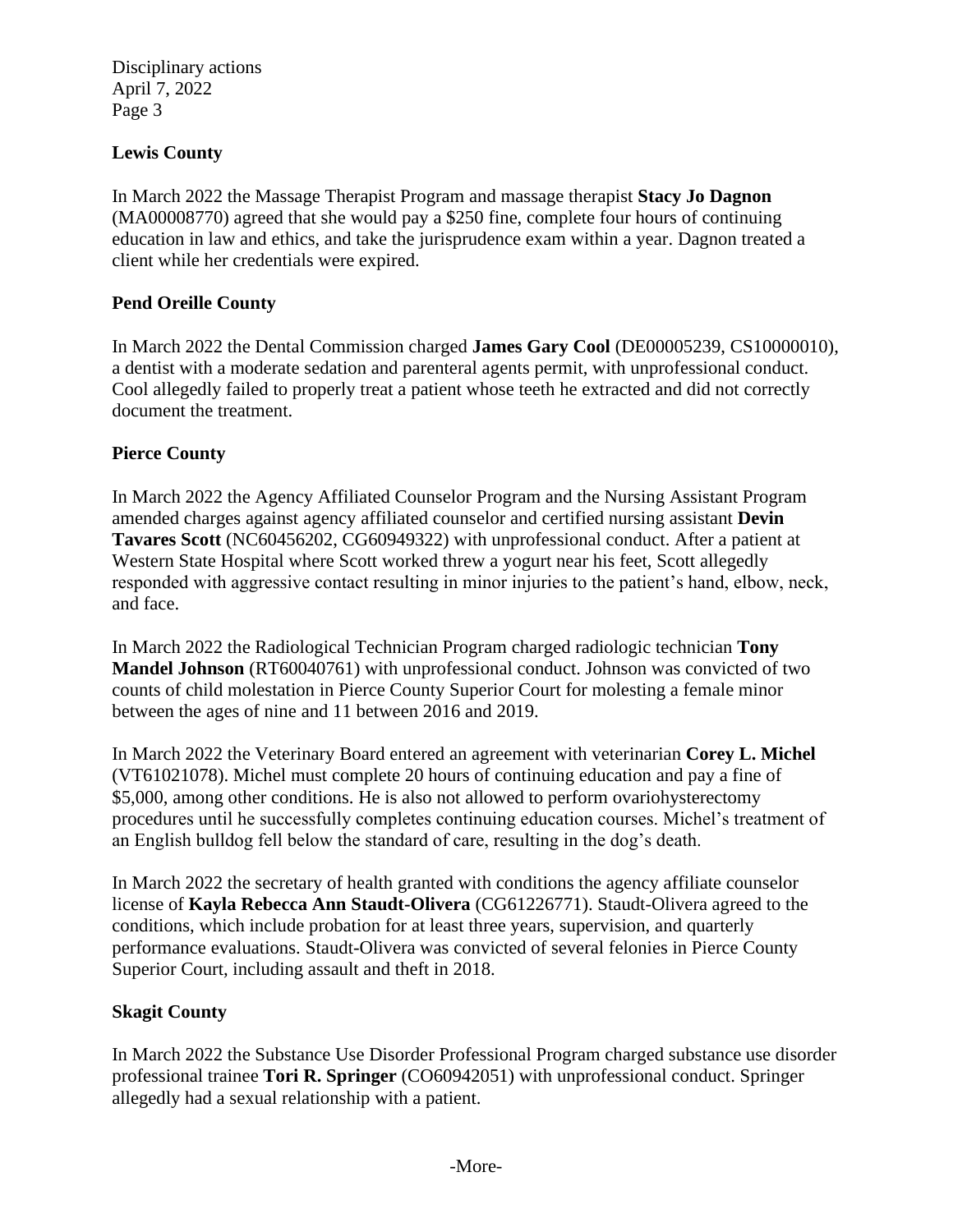## Lewis County

In March 2022 the Massage Therapist Program and massage therapist **Stacy Jo Dagnon** (MA00008770) agreed that she would pay a $250 fine, complete four hours of continuing education in law and ethics, and take the jurisprudence exam within a year. Dagnon treated a client while her credentials were expired.

## Pend Oreille County

In March 2022 the Dental Commission charged **James Gary Cool** (DE00005239, CS10000010), a dentist with a moderate sedation and parenteral agents permit, with unprofessional conduct. Cool allegedly failed to properly treat a patient whose teeth he extracted and did not correctly document the treatment.

## Pierce County

In March 2022 the Agency Affiliated Counselor Program and the Nursing Assistant Program amended charges against agency affiliated counselor and certified nursing assistant **Devin Tavares Scott** (NC60456202, CG60949322) with unprofessional conduct. After a patient at Western State Hospital where Scott worked threw a yogurt near his feet, Scott allegedly responded with aggressive contact resulting in minor injuries to the patient's hand, elbow, neck, and face.

In March 2022 the Radiological Technician Program charged radiologic technician **Tony Mandel Johnson** (RT60040761) with unprofessional conduct. Johnson was convicted of two counts of child molestation in Pierce County Superior Court for molesting a female minor between the ages of nine and 11 between 2016 and 2019.

In March 2022 the Veterinary Board entered an agreement with veterinarian **Corey L. Michel** (VT61021078). Michel must complete 20 hours of continuing education and pay a fine of $5,000, among other conditions. He is also not allowed to perform ovariohysterectomy procedures until he successfully completes continuing education courses. Michel's treatment of an English bulldog fell below the standard of care, resulting in the dog's death.

In March 2022 the secretary of health granted with conditions the agency affiliate counselor license of **Kayla Rebecca Ann Staudt-Olivera** (CG61226771). Staudt-Olivera agreed to the conditions, which include probation for at least three years, supervision, and quarterly performance evaluations. Staudt-Olivera was convicted of several felonies in Pierce County Superior Court, including assault and theft in 2018.

## Skagit County

In March 2022 the Substance Use Disorder Professional Program charged substance use disorder professional trainee **Tori R. Springer** (CO60942051) with unprofessional conduct. Springer allegedly had a sexual relationship with a patient.

-More-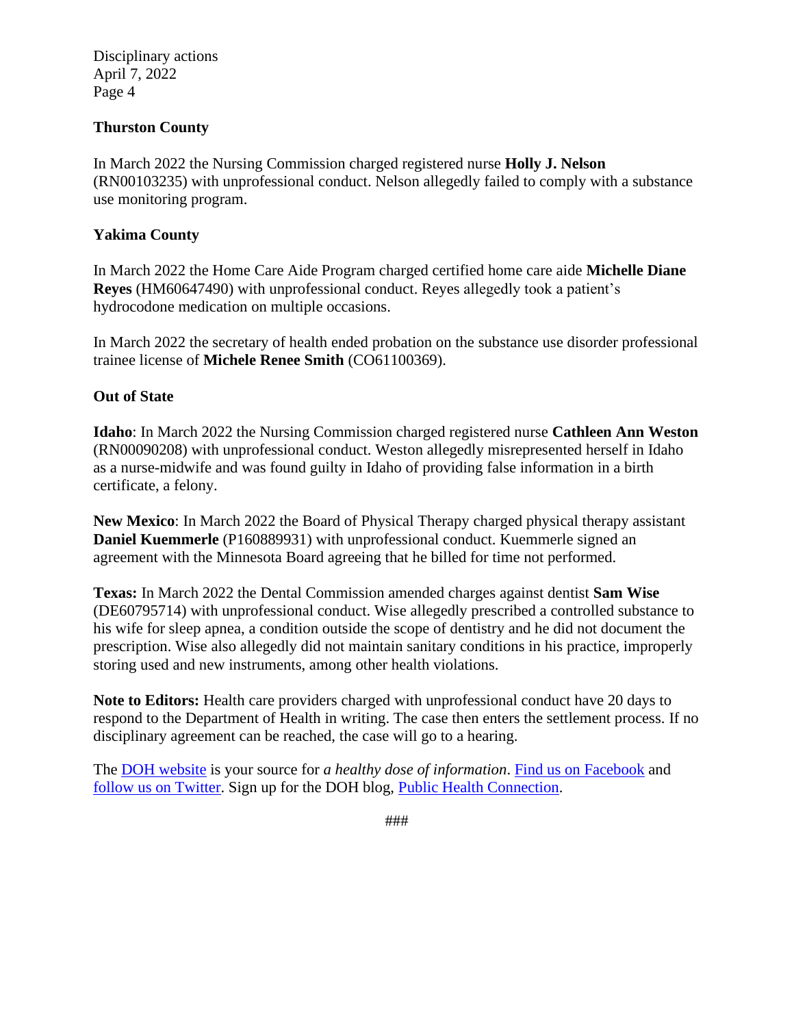### Thurston County

In March 2022 the Nursing Commission charged registered nurse **Holly J. Nelson** (RN00103235) with unprofessional conduct. Nelson allegedly failed to comply with a substance use monitoring program.

### Yakima County

In March 2022 the Home Care Aide Program charged certified home care aide **Michelle Diane Reyes** (HM60647490) with unprofessional conduct. Reyes allegedly took a patient's hydrocodone medication on multiple occasions.

In March 2022 the secretary of health ended probation on the substance use disorder professional trainee license of **Michele Renee Smith** (CO61100369).

### Out of State

**Idaho**: In March 2022 the Nursing Commission charged registered nurse **Cathleen Ann Weston** (RN00090208) with unprofessional conduct. Weston allegedly misrepresented herself in Idaho as a nurse-midwife and was found guilty in Idaho of providing false information in a birth certificate, a felony.

**New Mexico**: In March 2022 the Board of Physical Therapy charged physical therapy assistant **Daniel Kuemmerle** (P160889931) with unprofessional conduct. Kuemmerle signed an agreement with the Minnesota Board agreeing that he billed for time not performed.

**Texas:** In March 2022 the Dental Commission amended charges against dentist **Sam Wise** (DE60795714) with unprofessional conduct. Wise allegedly prescribed a controlled substance to his wife for sleep apnea, a condition outside the scope of dentistry and he did not document the prescription. Wise also allegedly did not maintain sanitary conditions in his practice, improperly storing used and new instruments, among other health violations.

**Note to Editors:** Health care providers charged with unprofessional conduct have 20 days to respond to the Department of Health in writing. The case then enters the settlement process. If no disciplinary agreement can be reached, the case will go to a hearing.

The DOH website is your source for *a healthy dose of information*. Find us on Facebook and follow us on Twitter. Sign up for the DOH blog, Public Health Connection.

###